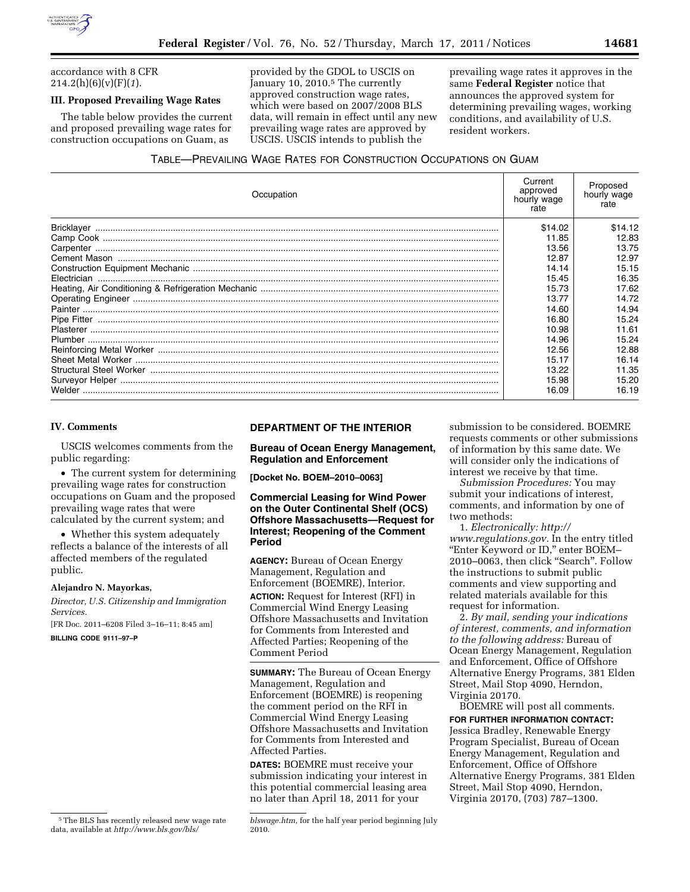accordance with 8 CFR 214.2(h)(6)(v)(F)(*1*).

### III. Proposed Prevailing Wage Rates

The table below provides the current and proposed prevailing wage rates for construction occupations on Guam, as provided by the GDOL to USCIS on January 10, 2010.[5] The currently approved construction wage rates, which were based on 2007/2008 BLS data, will remain in effect until any new prevailing wage rates are approved by USCIS. USCIS intends to publish the prevailing wage rates it approves in the same **Federal Register** notice that announces the approved system for determining prevailing wages, working conditions, and availability of U.S. resident workers.

TABLE—PREVAILING WAGE RATES FOR CONSTRUCTION OCCUPATIONS ON GUAM

| Occupation | Current approved hourly wage rate | Proposed hourly wage rate |
|---|---|---|
| Bricklayer | $14.02 | $14.12 |
| Camp Cook | 11.85 | 12.83 |
| Carpenter | 13.56 | 13.75 |
| Cement Mason | 12.87 | 12.97 |
| Construction Equipment Mechanic | 14.14 | 15.15 |
| Electrician | 15.45 | 16.35 |
| Heating, Air Conditioning & Refrigeration Mechanic | 15.73 | 17.62 |
| Operating Engineer | 13.77 | 14.72 |
| Painter | 14.60 | 14.94 |
| Pipe Fitter | 16.80 | 15.24 |
| Plasterer | 10.98 | 11.61 |
| Plumber | 14.96 | 15.24 |
| Reinforcing Metal Worker | 12.56 | 12.88 |
| Sheet Metal Worker | 15.17 | 16.14 |
| Structural Steel Worker | 13.22 | 11.35 |
| Surveyor Helper | 15.98 | 15.20 |
| Welder | 16.09 | 16.19 |

### IV. Comments

USCIS welcomes comments from the public regarding:

- The current system for determining prevailing wage rates for construction occupations on Guam and the proposed prevailing wage rates that were calculated by the current system; and
- Whether this system adequately reflects a balance of the interests of all affected members of the regulated public.

**Alejandro N. Mayorkas,**

*Director, U.S. Citizenship and Immigration Services.*

[FR Doc. 2011–6208 Filed 3–16–11; 8:45 am]

**BILLING CODE 9111–97–P**

[5] The BLS has recently released new wage rate data, available at *http://www.bls.gov/bls/blswage.htm,* for the half year period beginning July 2010.

## DEPARTMENT OF THE INTERIOR

### Bureau of Ocean Energy Management, Regulation and Enforcement

**[Docket No. BOEM–2010–0063]**

### Commercial Leasing for Wind Power on the Outer Continental Shelf (OCS) Offshore Massachusetts—Request for Interest; Reopening of the Comment Period

**AGENCY:** Bureau of Ocean Energy Management, Regulation and Enforcement (BOEMRE), Interior.

**ACTION:** Request for Interest (RFI) in Commercial Wind Energy Leasing Offshore Massachusetts and Invitation for Comments from Interested and Affected Parties; Reopening of the Comment Period

**SUMMARY:** The Bureau of Ocean Energy Management, Regulation and Enforcement (BOEMRE) is reopening the comment period on the RFI in Commercial Wind Energy Leasing Offshore Massachusetts and Invitation for Comments from Interested and Affected Parties.

**DATES:** BOEMRE must receive your submission indicating your interest in this potential commercial leasing area no later than April 18, 2011 for your submission to be considered. BOEMRE requests comments or other submissions of information by this same date. We will consider only the indications of interest we receive by that time.

*Submission Procedures:* You may submit your indications of interest, comments, and information by one of two methods:

1. *Electronically: http://www.regulations.gov.* In the entry titled "Enter Keyword or ID," enter BOEM–2010–0063, then click "Search". Follow the instructions to submit public comments and view supporting and related materials available for this request for information.

2. *By mail, sending your indications of interest, comments, and information to the following address:* Bureau of Ocean Energy Management, Regulation and Enforcement, Office of Offshore Alternative Energy Programs, 381 Elden Street, Mail Stop 4090, Herndon, Virginia 20170.

BOEMRE will post all comments.

**FOR FURTHER INFORMATION CONTACT:** Jessica Bradley, Renewable Energy Program Specialist, Bureau of Ocean Energy Management, Regulation and Enforcement, Office of Offshore Alternative Energy Programs, 381 Elden Street, Mail Stop 4090, Herndon, Virginia 20170, (703) 787–1300.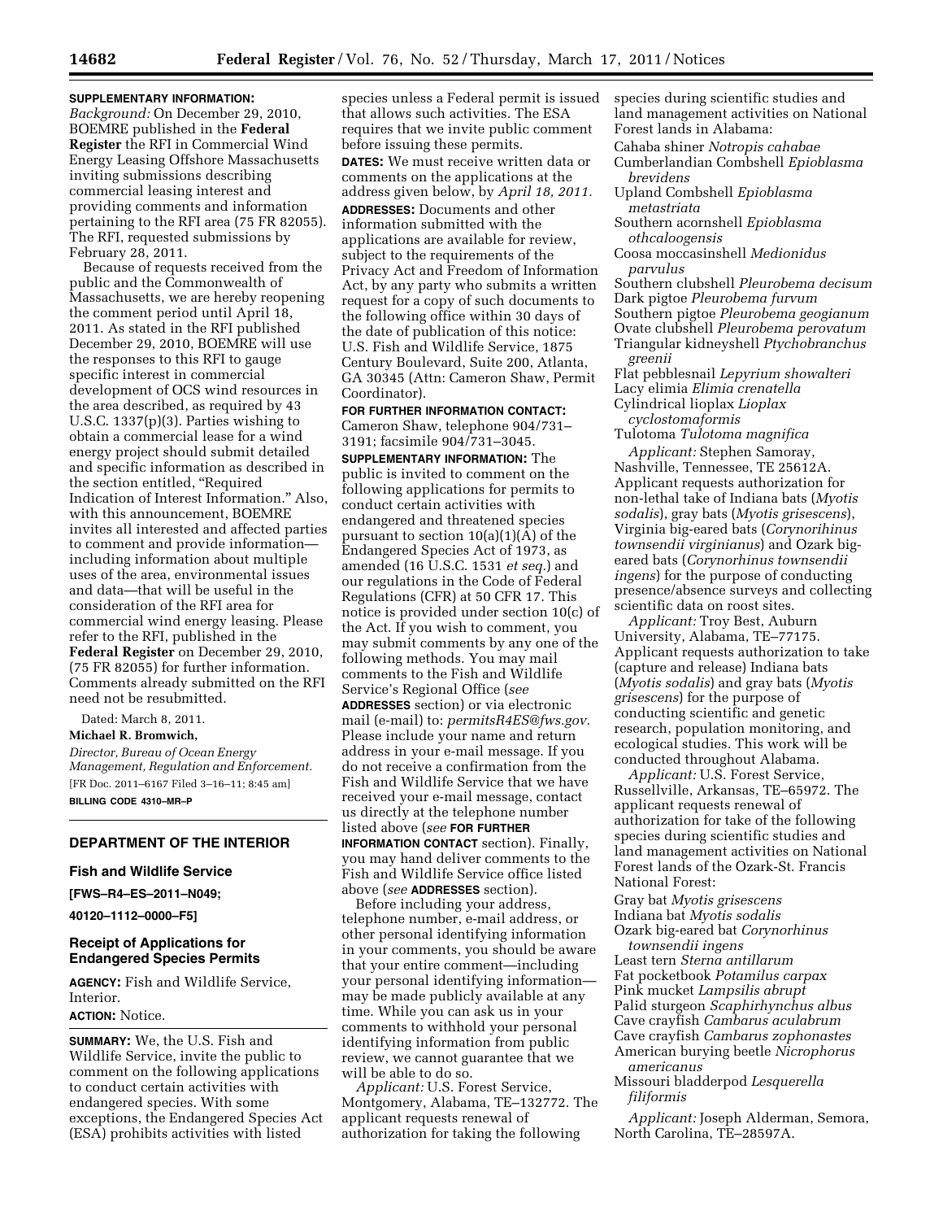**SUPPLEMENTARY INFORMATION:**

*Background:* On December 29, 2010, BOEMRE published in the **Federal Register** the RFI in Commercial Wind Energy Leasing Offshore Massachusetts inviting submissions describing commercial leasing interest and providing comments and information pertaining to the RFI area (75 FR 82055). The RFI, requested submissions by February 28, 2011.

Because of requests received from the public and the Commonwealth of Massachusetts, we are hereby reopening the comment period until April 18, 2011. As stated in the RFI published December 29, 2010, BOEMRE will use the responses to this RFI to gauge specific interest in commercial development of OCS wind resources in the area described, as required by 43 U.S.C. 1337(p)(3). Parties wishing to obtain a commercial lease for a wind energy project should submit detailed and specific information as described in the section entitled, "Required Indication of Interest Information." Also, with this announcement, BOEMRE invites all interested and affected parties to comment and provide information—including information about multiple uses of the area, environmental issues and data—that will be useful in the consideration of the RFI area for commercial wind energy leasing. Please refer to the RFI, published in the **Federal Register** on December 29, 2010, (75 FR 82055) for further information. Comments already submitted on the RFI need not be resubmitted.

Dated: March 8, 2011.

**Michael R. Bromwich,**

*Director, Bureau of Ocean Energy Management, Regulation and Enforcement.*

[FR Doc. 2011–6167 Filed 3–16–11; 8:45 am]

**BILLING CODE 4310–MR–P**

## DEPARTMENT OF THE INTERIOR

### Fish and Wildlife Service

**[FWS–R4–ES–2011–N049; 40120–1112–0000–F5]**

### Receipt of Applications for Endangered Species Permits

**AGENCY:** Fish and Wildlife Service, Interior.

**ACTION:** Notice.

**SUMMARY:** We, the U.S. Fish and Wildlife Service, invite the public to comment on the following applications to conduct certain activities with endangered species. With some exceptions, the Endangered Species Act (ESA) prohibits activities with listed species unless a Federal permit is issued that allows such activities. The ESA requires that we invite public comment before issuing these permits.

**DATES:** We must receive written data or comments on the applications at the address given below, by *April 18, 2011.*

**ADDRESSES:** Documents and other information submitted with the applications are available for review, subject to the requirements of the Privacy Act and Freedom of Information Act, by any party who submits a written request for a copy of such documents to the following office within 30 days of the date of publication of this notice: U.S. Fish and Wildlife Service, 1875 Century Boulevard, Suite 200, Atlanta, GA 30345 (Attn: Cameron Shaw, Permit Coordinator).

**FOR FURTHER INFORMATION CONTACT:** Cameron Shaw, telephone 904/731–3191; facsimile 904/731–3045.

**SUPPLEMENTARY INFORMATION:** The public is invited to comment on the following applications for permits to conduct certain activities with endangered and threatened species pursuant to section 10(a)(1)(A) of the Endangered Species Act of 1973, as amended (16 U.S.C. 1531 *et seq.*) and our regulations in the Code of Federal Regulations (CFR) at 50 CFR 17. This notice is provided under section 10(c) of the Act. If you wish to comment, you may submit comments by any one of the following methods. You may mail comments to the Fish and Wildlife Service's Regional Office (*see* **ADDRESSES** section) or via electronic mail (e-mail) to: *permitsR4ES@fws.gov.* Please include your name and return address in your e-mail message. If you do not receive a confirmation from the Fish and Wildlife Service that we have received your e-mail message, contact us directly at the telephone number listed above (*see* **FOR FURTHER INFORMATION CONTACT** section). Finally, you may hand deliver comments to the Fish and Wildlife Service office listed above (*see* **ADDRESSES** section).

Before including your address, telephone number, e-mail address, or other personal identifying information in your comments, you should be aware that your entire comment—including your personal identifying information—may be made publicly available at any time. While you can ask us in your comments to withhold your personal identifying information from public review, we cannot guarantee that we will be able to do so.

*Applicant:* U.S. Forest Service, Montgomery, Alabama, TE–132772. The applicant requests renewal of authorization for taking the following species during scientific studies and land management activities on National Forest lands in Alabama:

Cahaba shiner *Notropis cahabae*
Cumberlandian Combshell *Epioblasma brevidens*
Upland Combshell *Epioblasma metastriata*
Southern acornshell *Epioblasma othcaloogensis*
Coosa moccasinshell *Medionidus parvulus*
Southern clubshell *Pleurobema decisum*
Dark pigtoe *Pleurobema furvum*
Southern pigtoe *Pleurobema geogianum*
Ovate clubshell *Pleurobema perovatum*
Triangular kidneyshell *Ptychobranchus greenii*
Flat pebblesnail *Lepyrium showalteri*
Lacy elimia *Elimia crenatella*
Cylindrical lioplax *Lioplax cyclostomaformis*
Tulotoma *Tulotoma magnifica*

*Applicant:* Stephen Samoray, Nashville, Tennessee, TE 25612A. Applicant requests authorization for non-lethal take of Indiana bats (*Myotis sodalis*), gray bats (*Myotis grisescens*), Virginia big-eared bats (*Corynorhinus townsendii virginianus*) and Ozark big-eared bats (*Corynorhinus townsendii ingens*) for the purpose of conducting presence/absence surveys and collecting scientific data on roost sites.

*Applicant:* Troy Best, Auburn University, Alabama, TE–77175. Applicant requests authorization to take (capture and release) Indiana bats (*Myotis sodalis*) and gray bats (*Myotis grisescens*) for the purpose of conducting scientific and genetic research, population monitoring, and ecological studies. This work will be conducted throughout Alabama.

*Applicant:* U.S. Forest Service, Russellville, Arkansas, TE–65972. The applicant requests renewal of authorization for take of the following species during scientific studies and land management activities on National Forest lands of the Ozark-St. Francis National Forest:

Gray bat *Myotis grisescens*
Indiana bat *Myotis sodalis*
Ozark big-eared bat *Corynorhinus townsendii ingens*
Least tern *Sterna antillarum*
Fat pocketbook *Potamilus carpax*
Pink mucket *Lampsilis abrupt*
Palid sturgeon *Scaphirhynchus albus*
Cave crayfish *Cambarus aculabrum*
Cave crayfish *Cambarus zophonastes*
American burying beetle *Nicrophorus americanus*
Missouri bladderpod *Lesquerella filiformis*

*Applicant:* Joseph Alderman, Semora, North Carolina, TE–28597A.